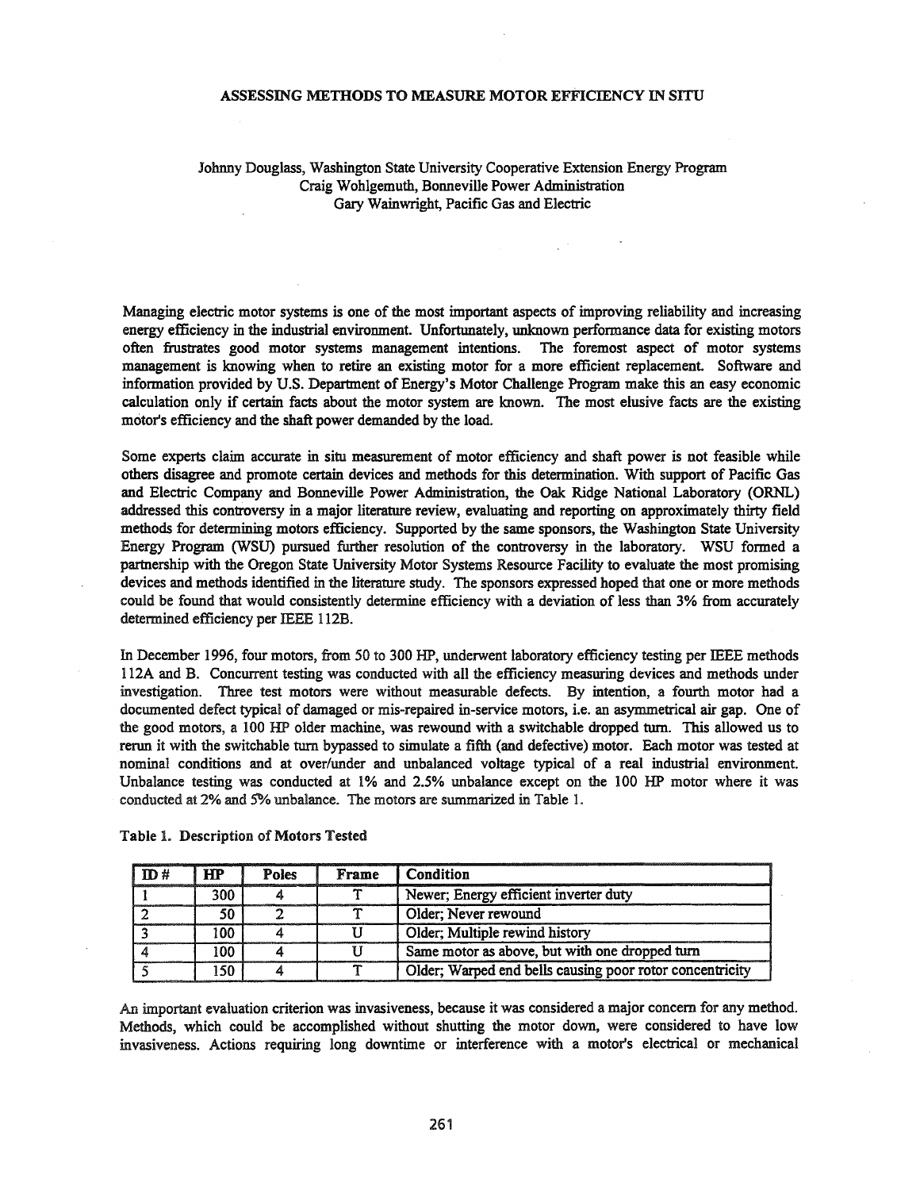# ASSESSING METHODS TO MEASURE MOTOR EFFICIENCY IN SITU

Johnny Douglass, Washington State University Cooperative Extension Energy Program
Craig Wohlgemuth, Bonneville Power Administration
Gary Wainwright, Pacific Gas and Electric

Managing electric motor systems is one of the most important aspects of improving reliability and increasing energy efficiency in the industrial environment. Unfortunately, unknown performance data for existing motors often frustrates good motor systems management intentions. The foremost aspect of motor systems management is knowing when to retire an existing motor for a more efficient replacement. Software and information provided by U.S. Department of Energy's Motor Challenge Program make this an easy economic calculation only if certain facts about the motor system are known. The most elusive facts are the existing motor's efficiency and the shaft power demanded by the load.

Some experts claim accurate in situ measurement of motor efficiency and shaft power is not feasible while others disagree and promote certain devices and methods for this determination. With support of Pacific Gas and Electric Company and Bonneville Power Administration, the Oak Ridge National Laboratory (ORNL) addressed this controversy in a major literature review, evaluating and reporting on approximately thirty field methods for determining motors efficiency. Supported by the same sponsors, the Washington State University Energy Program (WSU) pursued further resolution of the controversy in the laboratory. WSU formed a partnership with the Oregon State University Motor Systems Resource Facility to evaluate the most promising devices and methods identified in the literature study. The sponsors expressed hoped that one or more methods could be found that would consistently determine efficiency with a deviation of less than 3% from accurately determined efficiency per IEEE 112B.

In December 1996, four motors, from 50 to 300 HP, underwent laboratory efficiency testing per IEEE methods 112A and B. Concurrent testing was conducted with all the efficiency measuring devices and methods under investigation. Three test motors were without measurable defects. By intention, a fourth motor had a documented defect typical of damaged or mis-repaired in-service motors, i.e. an asymmetrical air gap. One of the good motors, a 100 HP older machine, was rewound with a switchable dropped turn. This allowed us to rerun it with the switchable turn bypassed to simulate a fifth (and defective) motor. Each motor was tested at nominal conditions and at over/under and unbalanced voltage typical of a real industrial environment. Unbalance testing was conducted at 1% and 2.5% unbalance except on the 100 HP motor where it was conducted at 2% and 5% unbalance. The motors are summarized in Table 1.

**Table 1. Description of Motors Tested**

| ID # | HP | Poles | Frame | Condition |
|---|---|---|---|---|
| 1 | 300 | 4 | T | Newer; Energy efficient inverter duty |
| 2 | 50 | 2 | T | Older; Never rewound |
| 3 | 100 | 4 | U | Older; Multiple rewind history |
| 4 | 100 | 4 | U | Same motor as above, but with one dropped turn |
| 5 | 150 | 4 | T | Older; Warped end bells causing poor rotor concentricity |

An important evaluation criterion was invasiveness, because it was considered a major concern for any method. Methods, which could be accomplished without shutting the motor down, were considered to have low invasiveness. Actions requiring long downtime or interference with a motor's electrical or mechanical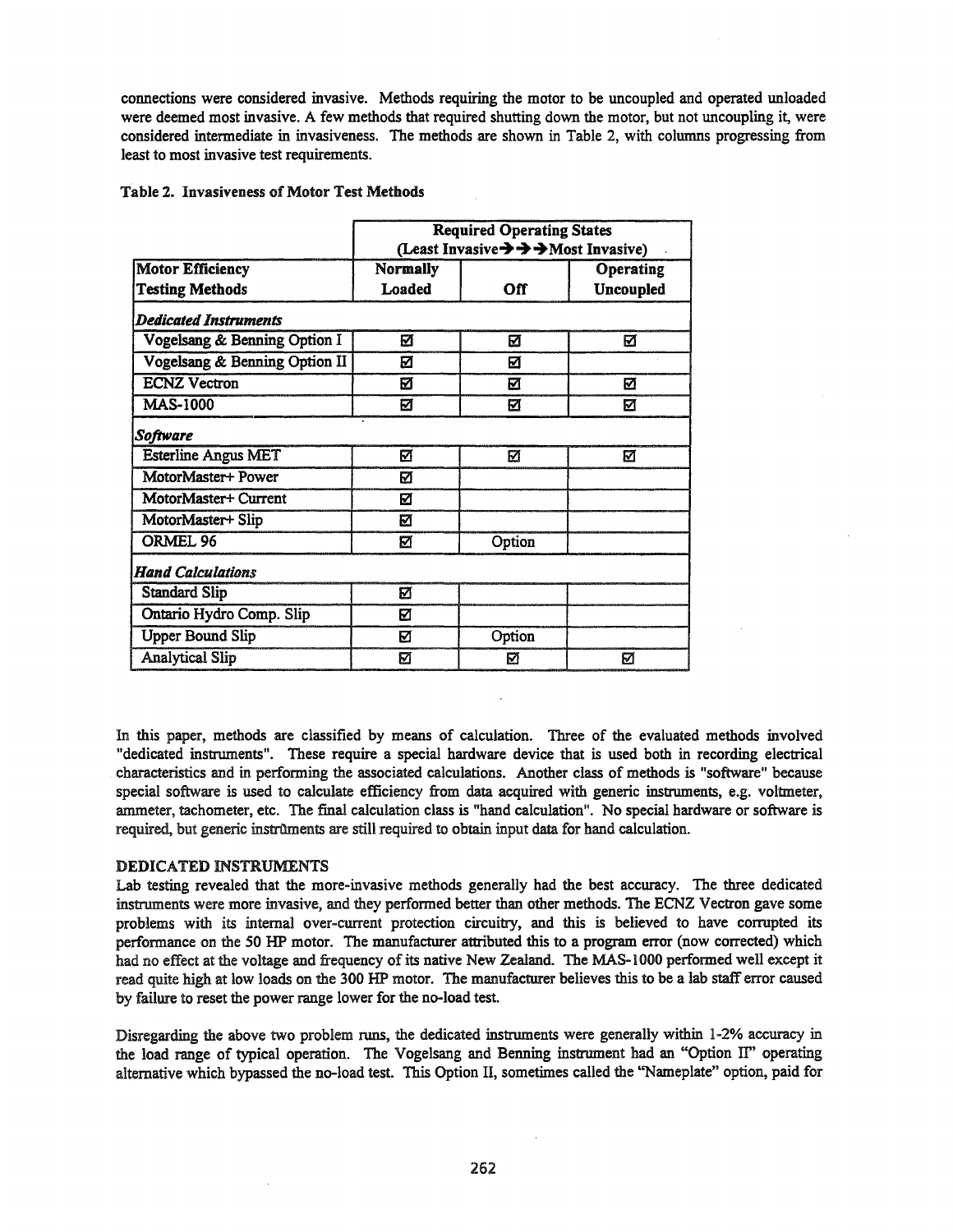connections were considered invasive. Methods requiring the motor to be uncoupled and operated unloaded were deemed most invasive. A few methods that required shutting down the motor, but not uncoupling it, were considered intermediate in invasiveness. The methods are shown in Table 2, with columns progressing from least to most invasive test requirements.

**Table 2. Invasiveness of Motor Test Methods**

| | **Required Operating States (Least Invasive→→→Most Invasive)** | | |
|---|---|---|---|
| **Motor Efficiency Testing Methods** | **Normally Loaded** | **Off** | **Operating Uncoupled** |
| ***Dedicated Instruments*** | | | |
| Vogelsang & Benning Option I | ☑ | ☑ | ☑ |
| Vogelsang & Benning Option II | ☑ | ☑ | |
| ECNZ Vectron | ☑ | ☑ | ☑ |
| MAS-1000 | ☑ | ☑ | ☑ |
| ***Software*** | | | |
| Esterline Angus MET | ☑ | ☑ | ☑ |
| MotorMaster+ Power | ☑ | | |
| MotorMaster+ Current | ☑ | | |
| MotorMaster+ Slip | ☑ | | |
| ORMEL 96 | ☑ | Option | |
| ***Hand Calculations*** | | | |
| Standard Slip | ☑ | | |
| Ontario Hydro Comp. Slip | ☑ | | |
| Upper Bound Slip | ☑ | Option | |
| Analytical Slip | ☑ | ☑ | ☑ |

In this paper, methods are classified by means of calculation. Three of the evaluated methods involved "dedicated instruments". These require a special hardware device that is used both in recording electrical characteristics and in performing the associated calculations. Another class of methods is "software" because special software is used to calculate efficiency from data acquired with generic instruments, e.g. voltmeter, ammeter, tachometer, etc. The final calculation class is "hand calculation". No special hardware or software is required, but generic instruments are still required to obtain input data for hand calculation.

## DEDICATED INSTRUMENTS

Lab testing revealed that the more-invasive methods generally had the best accuracy. The three dedicated instruments were more invasive, and they performed better than other methods. The ECNZ Vectron gave some problems with its internal over-current protection circuitry, and this is believed to have corrupted its performance on the 50 HP motor. The manufacturer attributed this to a program error (now corrected) which had no effect at the voltage and frequency of its native New Zealand. The MAS-1000 performed well except it read quite high at low loads on the 300 HP motor. The manufacturer believes this to be a lab staff error caused by failure to reset the power range lower for the no-load test.

Disregarding the above two problem runs, the dedicated instruments were generally within 1-2% accuracy in the load range of typical operation. The Vogelsang and Benning instrument had an "Option II" operating alternative which bypassed the no-load test. This Option II, sometimes called the "Nameplate" option, paid for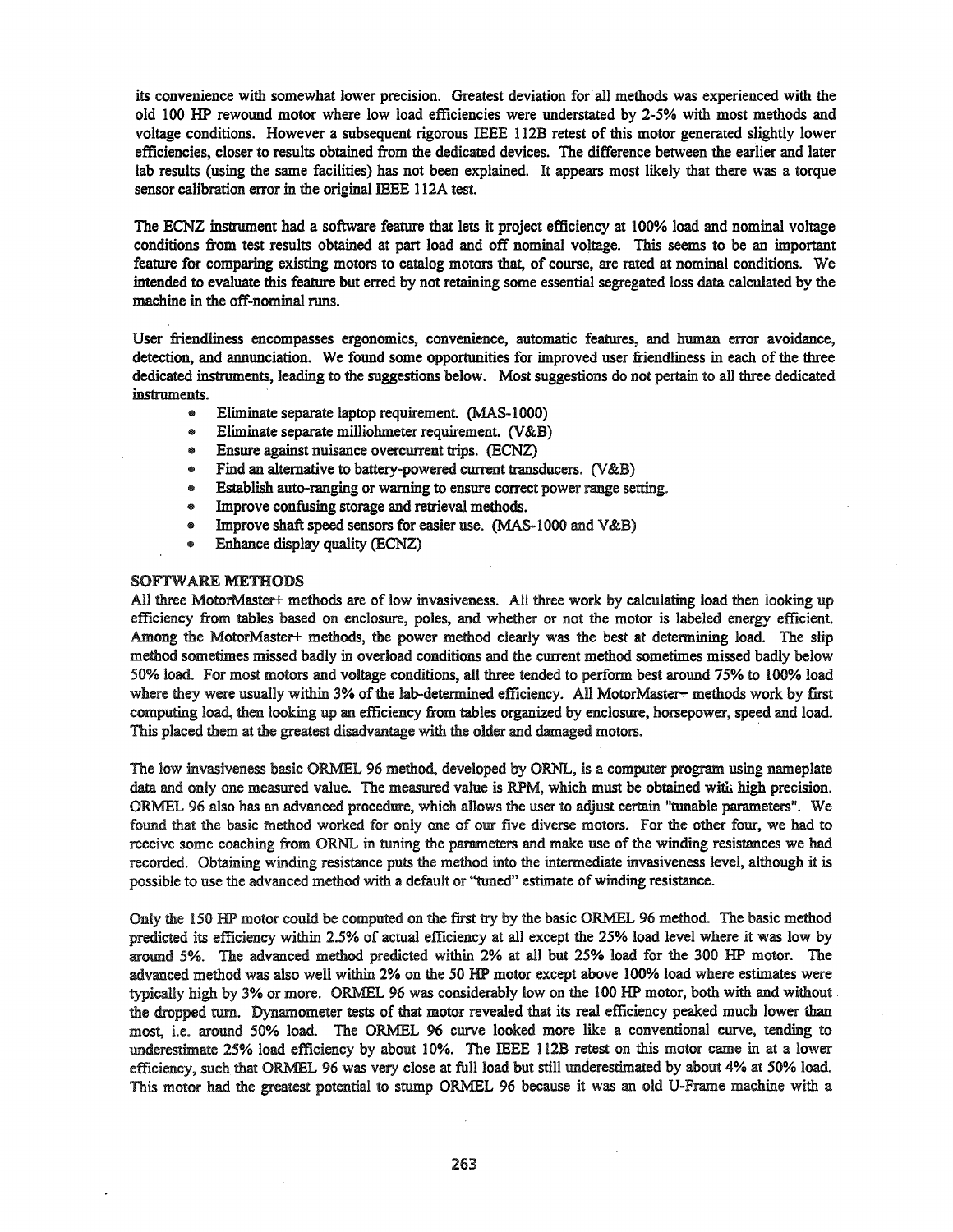its convenience with somewhat lower precision. Greatest deviation for all methods was experienced with the old 100 HP rewound motor where low load efficiencies were understated by 2-5% with most methods and voltage conditions. However a subsequent rigorous IEEE 112B retest of this motor generated slightly lower efficiencies, closer to results obtained from the dedicated devices. The difference between the earlier and later lab results (using the same facilities) has not been explained. It appears most likely that there was a torque sensor calibration error in the original IEEE 112A test.

The ECNZ instrument had a software feature that lets it project efficiency at 100% load and nominal voltage conditions from test results obtained at part load and off nominal voltage. This seems to be an important feature for comparing existing motors to catalog motors that, of course, are rated at nominal conditions. We intended to evaluate this feature but erred by not retaining some essential segregated loss data calculated by the machine in the off-nominal runs.

User friendliness encompasses ergonomics, convenience, automatic features, and human error avoidance, detection, and annunciation. We found some opportunities for improved user friendliness in each of the three dedicated instruments, leading to the suggestions below. Most suggestions do not pertain to all three dedicated instruments.

- Eliminate separate laptop requirement. (MAS-1000)
- Eliminate separate milliohmeter requirement. (V&B)
- Ensure against nuisance overcurrent trips. (ECNZ)
- Find an alternative to battery-powered current transducers. (V&B)
- Establish auto-ranging or warning to ensure correct power range setting.
- Improve confusing storage and retrieval methods.
- Improve shaft speed sensors for easier use. (MAS-1000 and V&B)
- Enhance display quality (ECNZ)

## SOFTWARE METHODS

All three MotorMaster+ methods are of low invasiveness. All three work by calculating load then looking up efficiency from tables based on enclosure, poles, and whether or not the motor is labeled energy efficient. Among the MotorMaster+ methods, the power method clearly was the best at determining load. The slip method sometimes missed badly in overload conditions and the current method sometimes missed badly below 50% load. For most motors and voltage conditions, all three tended to perform best around 75% to 100% load where they were usually within 3% of the lab-determined efficiency. All MotorMaster+ methods work by first computing load, then looking up an efficiency from tables organized by enclosure, horsepower, speed and load. This placed them at the greatest disadvantage with the older and damaged motors.

The low invasiveness basic ORMEL 96 method, developed by ORNL, is a computer program using nameplate data and only one measured value. The measured value is RPM, which must be obtained with high precision. ORMEL 96 also has an advanced procedure, which allows the user to adjust certain "tunable parameters". We found that the basic method worked for only one of our five diverse motors. For the other four, we had to receive some coaching from ORNL in tuning the parameters and make use of the winding resistances we had recorded. Obtaining winding resistance puts the method into the intermediate invasiveness level, although it is possible to use the advanced method with a default or "tuned" estimate of winding resistance.

Only the 150 HP motor could be computed on the first try by the basic ORMEL 96 method. The basic method predicted its efficiency within 2.5% of actual efficiency at all except the 25% load level where it was low by around 5%. The advanced method predicted within 2% at all but 25% load for the 300 HP motor. The advanced method was also well within 2% on the 50 HP motor except above 100% load where estimates were typically high by 3% or more. ORMEL 96 was considerably low on the 100 HP motor, both with and without the dropped turn. Dynamometer tests of that motor revealed that its real efficiency peaked much lower than most, i.e. around 50% load. The ORMEL 96 curve looked more like a conventional curve, tending to underestimate 25% load efficiency by about 10%. The IEEE 112B retest on this motor came in at a lower efficiency, such that ORMEL 96 was very close at full load but still underestimated by about 4% at 50% load. This motor had the greatest potential to stump ORMEL 96 because it was an old U-Frame machine with a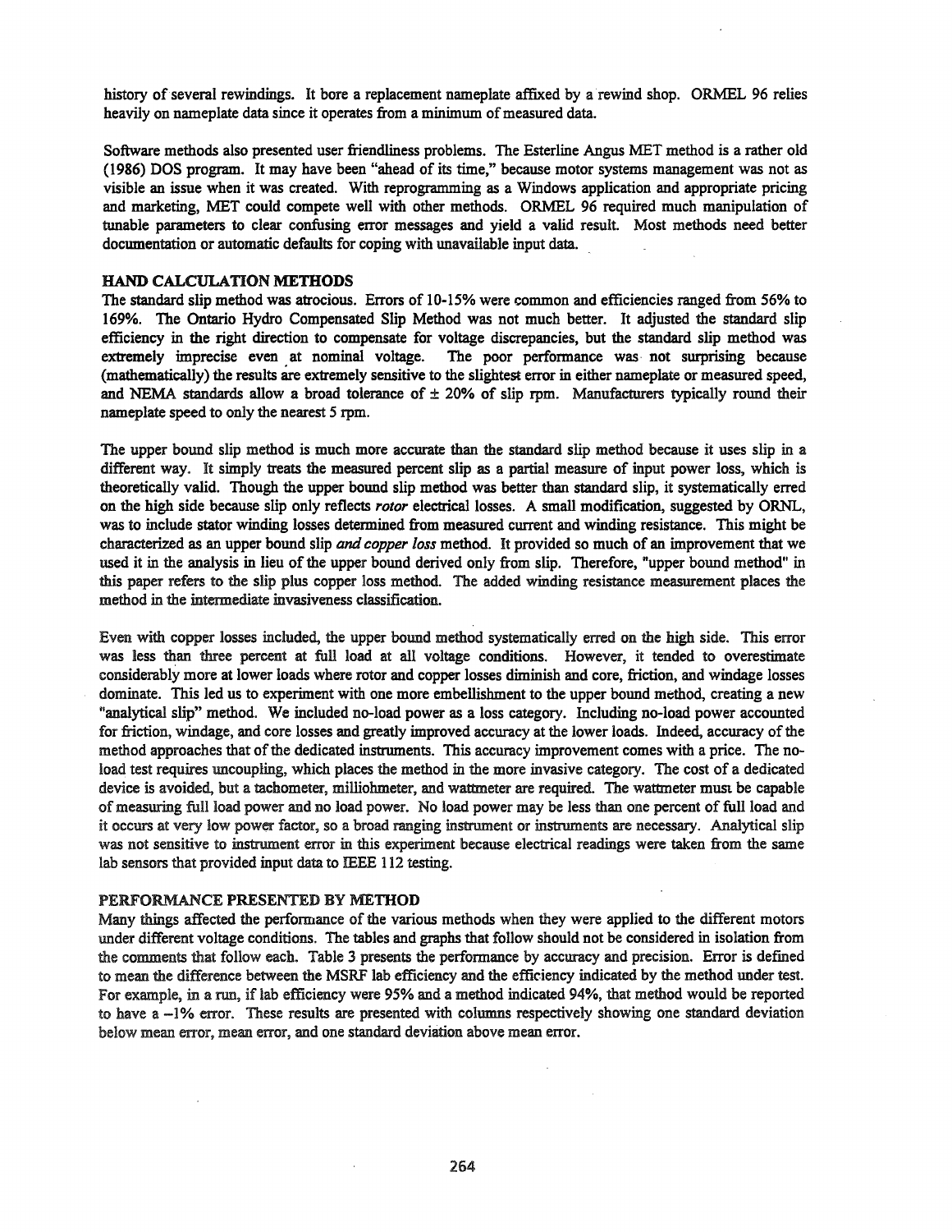history of several rewindings. It bore a replacement nameplate affixed by a rewind shop. ORMEL 96 relies heavily on nameplate data since it operates from a minimum of measured data.

Software methods also presented user friendliness problems. The Esterline Angus MET method is a rather old (1986) DOS program. It may have been "ahead of its time," because motor systems management was not as visible an issue when it was created. With reprogramming as a Windows application and appropriate pricing and marketing, MET could compete well with other methods. ORMEL 96 required much manipulation of tunable parameters to clear confusing error messages and yield a valid result. Most methods need better documentation or automatic defaults for coping with unavailable input data.

## HAND CALCULATION METHODS

The standard slip method was atrocious. Errors of 10-15% were common and efficiencies ranged from 56% to 169%. The Ontario Hydro Compensated Slip Method was not much better. It adjusted the standard slip efficiency in the right direction to compensate for voltage discrepancies, but the standard slip method was extremely imprecise even at nominal voltage. The poor performance was not surprising because (mathematically) the results are extremely sensitive to the slightest error in either nameplate or measured speed, and NEMA standards allow a broad tolerance of ± 20% of slip rpm. Manufacturers typically round their nameplate speed to only the nearest 5 rpm.

The upper bound slip method is much more accurate than the standard slip method because it uses slip in a different way. It simply treats the measured percent slip as a partial measure of input power loss, which is theoretically valid. Though the upper bound slip method was better than standard slip, it systematically erred on the high side because slip only reflects *rotor* electrical losses. A small modification, suggested by ORNL, was to include stator winding losses determined from measured current and winding resistance. This might be characterized as an upper bound slip *and copper loss* method. It provided so much of an improvement that we used it in the analysis in lieu of the upper bound derived only from slip. Therefore, "upper bound method" in this paper refers to the slip plus copper loss method. The added winding resistance measurement places the method in the intermediate invasiveness classification.

Even with copper losses included, the upper bound method systematically erred on the high side. This error was less than three percent at full load at all voltage conditions. However, it tended to overestimate considerably more at lower loads where rotor and copper losses diminish and core, friction, and windage losses dominate. This led us to experiment with one more embellishment to the upper bound method, creating a new "analytical slip" method. We included no-load power as a loss category. Including no-load power accounted for friction, windage, and core losses and greatly improved accuracy at the lower loads. Indeed, accuracy of the method approaches that of the dedicated instruments. This accuracy improvement comes with a price. The no-load test requires uncoupling, which places the method in the more invasive category. The cost of a dedicated device is avoided, but a tachometer, milliohmeter, and wattmeter are required. The wattmeter must be capable of measuring full load power and no load power. No load power may be less than one percent of full load and it occurs at very low power factor, so a broad ranging instrument or instruments are necessary. Analytical slip was not sensitive to instrument error in this experiment because electrical readings were taken from the same lab sensors that provided input data to IEEE 112 testing.

## PERFORMANCE PRESENTED BY METHOD

Many things affected the performance of the various methods when they were applied to the different motors under different voltage conditions. The tables and graphs that follow should not be considered in isolation from the comments that follow each. Table 3 presents the performance by accuracy and precision. Error is defined to mean the difference between the MSRF lab efficiency and the efficiency indicated by the method under test. For example, in a run, if lab efficiency were 95% and a method indicated 94%, that method would be reported to have a –1% error. These results are presented with columns respectively showing one standard deviation below mean error, mean error, and one standard deviation above mean error.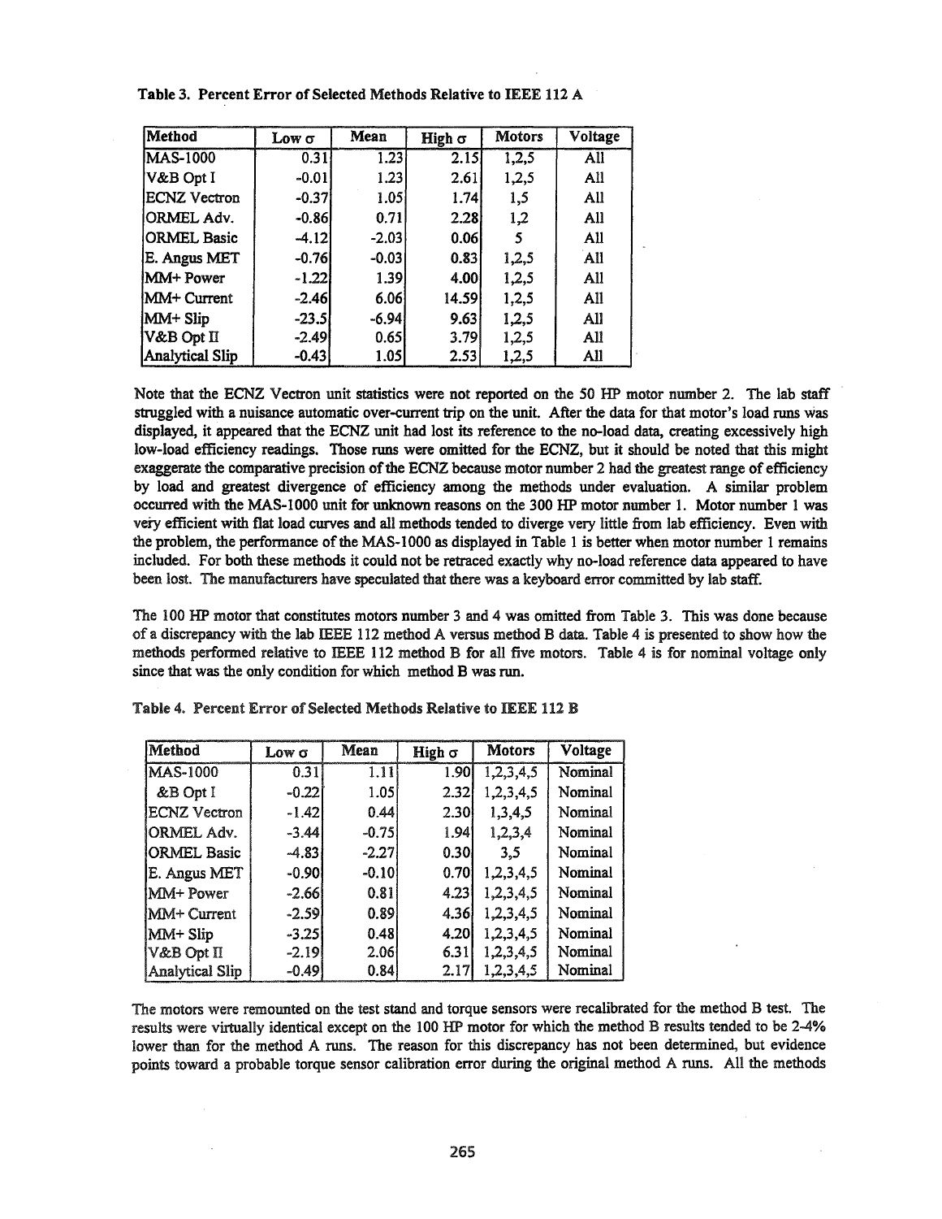**Table 3. Percent Error of Selected Methods Relative to IEEE 112 A**

| Method | Low σ | Mean | High σ | Motors | Voltage |
|---|---|---|---|---|---|
| MAS-1000 | 0.31 | 1.23 | 2.15 | 1,2,5 | All |
| V&B Opt I | -0.01 | 1.23 | 2.61 | 1,2,5 | All |
| ECNZ Vectron | -0.37 | 1.05 | 1.74 | 1,5 | All |
| ORMEL Adv. | -0.86 | 0.71 | 2.28 | 1,2 | All |
| ORMEL Basic | -4.12 | -2.03 | 0.06 | 5 | All |
| E. Angus MET | -0.76 | -0.03 | 0.83 | 1,2,5 | All |
| MM+ Power | -1.22 | 1.39 | 4.00 | 1,2,5 | All |
| MM+ Current | -2.46 | 6.06 | 14.59 | 1,2,5 | All |
| MM+ Slip | -23.5 | -6.94 | 9.63 | 1,2,5 | All |
| V&B Opt II | -2.49 | 0.65 | 3.79 | 1,2,5 | All |
| Analytical Slip | -0.43 | 1.05 | 2.53 | 1,2,5 | All |

Note that the ECNZ Vectron unit statistics were not reported on the 50 HP motor number 2. The lab staff struggled with a nuisance automatic over-current trip on the unit. After the data for that motor's load runs was displayed, it appeared that the ECNZ unit had lost its reference to the no-load data, creating excessively high low-load efficiency readings. Those runs were omitted for the ECNZ, but it should be noted that this might exaggerate the comparative precision of the ECNZ because motor number 2 had the greatest range of efficiency by load and greatest divergence of efficiency among the methods under evaluation. A similar problem occurred with the MAS-1000 unit for unknown reasons on the 300 HP motor number 1. Motor number 1 was very efficient with flat load curves and all methods tended to diverge very little from lab efficiency. Even with the problem, the performance of the MAS-1000 as displayed in Table 1 is better when motor number 1 remains included. For both these methods it could not be retraced exactly why no-load reference data appeared to have been lost. The manufacturers have speculated that there was a keyboard error committed by lab staff.

The 100 HP motor that constitutes motors number 3 and 4 was omitted from Table 3. This was done because of a discrepancy with the lab IEEE 112 method A versus method B data. Table 4 is presented to show how the methods performed relative to IEEE 112 method B for all five motors. Table 4 is for nominal voltage only since that was the only condition for which method B was run.

**Table 4. Percent Error of Selected Methods Relative to IEEE 112 B**

| Method | Low σ | Mean | High σ | Motors | Voltage |
|---|---|---|---|---|---|
| MAS-1000 | 0.31 | 1.11 | 1.90 | 1,2,3,4,5 | Nominal |
| &B Opt I | -0.22 | 1.05 | 2.32 | 1,2,3,4,5 | Nominal |
| ECNZ Vectron | -1.42 | 0.44 | 2.30 | 1,3,4,5 | Nominal |
| ORMEL Adv. | -3.44 | -0.75 | 1.94 | 1,2,3,4 | Nominal |
| ORMEL Basic | -4.83 | -2.27 | 0.30 | 3,5 | Nominal |
| E. Angus MET | -0.90 | -0.10 | 0.70 | 1,2,3,4,5 | Nominal |
| MM+ Power | -2.66 | 0.81 | 4.23 | 1,2,3,4,5 | Nominal |
| MM+ Current | -2.59 | 0.89 | 4.36 | 1,2,3,4,5 | Nominal |
| MM+ Slip | -3.25 | 0.48 | 4.20 | 1,2,3,4,5 | Nominal |
| V&B Opt II | -2.19 | 2.06 | 6.31 | 1,2,3,4,5 | Nominal |
| Analytical Slip | -0.49 | 0.84 | 2.17 | 1,2,3,4,5 | Nominal |

The motors were remounted on the test stand and torque sensors were recalibrated for the method B test. The results were virtually identical except on the 100 HP motor for which the method B results tended to be 2-4% lower than for the method A runs. The reason for this discrepancy has not been determined, but evidence points toward a probable torque sensor calibration error during the original method A runs. All the methods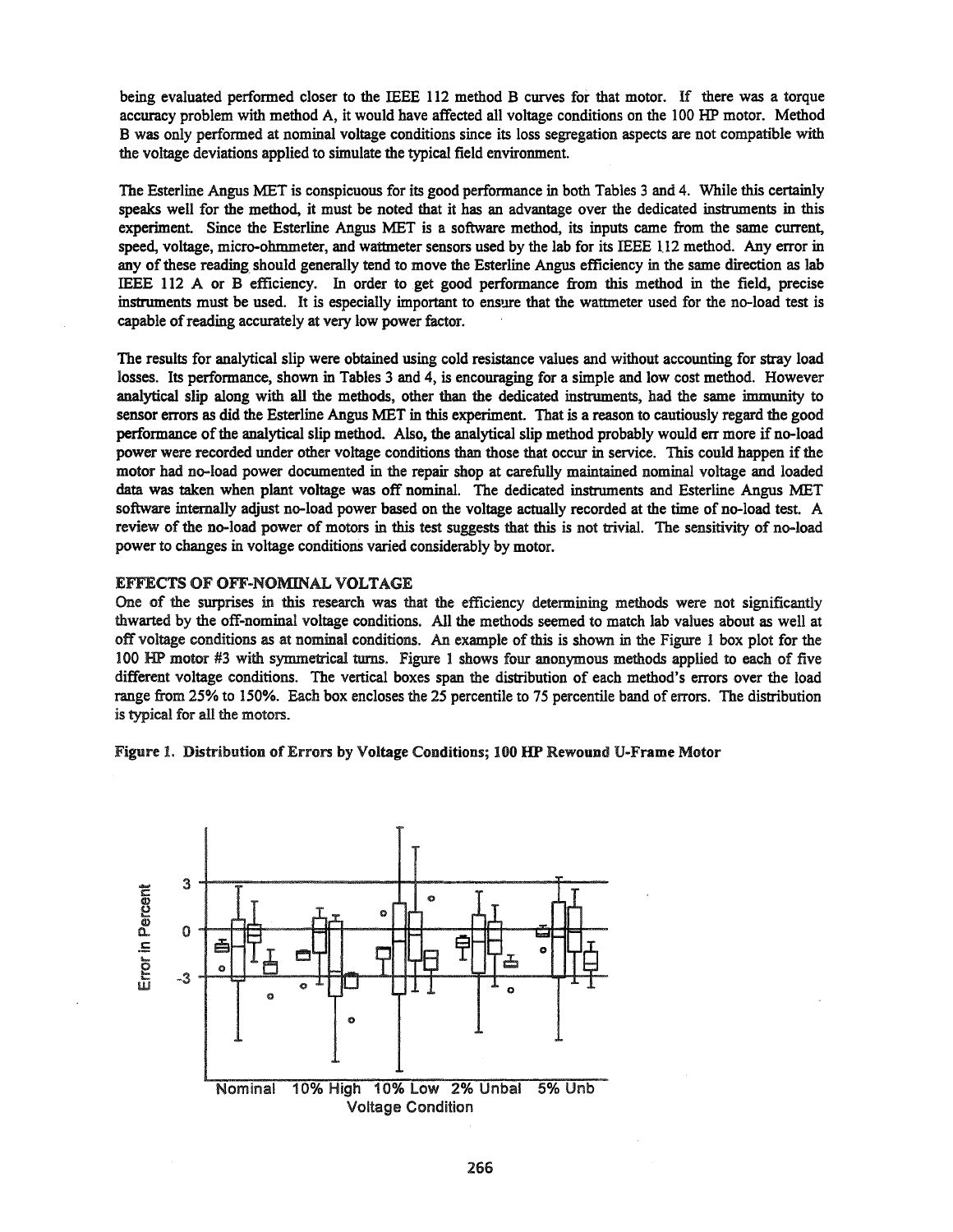being evaluated performed closer to the IEEE 112 method B curves for that motor. If there was a torque accuracy problem with method A, it would have affected all voltage conditions on the 100 HP motor. Method B was only performed at nominal voltage conditions since its loss segregation aspects are not compatible with the voltage deviations applied to simulate the typical field environment.

The Esterline Angus MET is conspicuous for its good performance in both Tables 3 and 4. While this certainly speaks well for the method, it must be noted that it has an advantage over the dedicated instruments in this experiment. Since the Esterline Angus MET is a software method, its inputs came from the same current, speed, voltage, micro-ohmmeter, and wattmeter sensors used by the lab for its IEEE 112 method. Any error in any of these reading should generally tend to move the Esterline Angus efficiency in the same direction as lab IEEE 112 A or B efficiency. In order to get good performance from this method in the field, precise instruments must be used. It is especially important to ensure that the wattmeter used for the no-load test is capable of reading accurately at very low power factor.

The results for analytical slip were obtained using cold resistance values and without accounting for stray load losses. Its performance, shown in Tables 3 and 4, is encouraging for a simple and low cost method. However analytical slip along with all the methods, other than the dedicated instruments, had the same immunity to sensor errors as did the Esterline Angus MET in this experiment. That is a reason to cautiously regard the good performance of the analytical slip method. Also, the analytical slip method probably would err more if no-load power were recorded under other voltage conditions than those that occur in service. This could happen if the motor had no-load power documented in the repair shop at carefully maintained nominal voltage and loaded data was taken when plant voltage was off nominal. The dedicated instruments and Esterline Angus MET software internally adjust no-load power based on the voltage actually recorded at the time of no-load test. A review of the no-load power of motors in this test suggests that this is not trivial. The sensitivity of no-load power to changes in voltage conditions varied considerably by motor.

## EFFECTS OF OFF-NOMINAL VOLTAGE

One of the surprises in this research was that the efficiency determining methods were not significantly thwarted by the off-nominal voltage conditions. All the methods seemed to match lab values about as well at off voltage conditions as at nominal conditions. An example of this is shown in the Figure 1 box plot for the 100 HP motor #3 with symmetrical turns. Figure 1 shows four anonymous methods applied to each of five different voltage conditions. The vertical boxes span the distribution of each method's errors over the load range from 25% to 150%. Each box encloses the 25 percentile to 75 percentile band of errors. The distribution is typical for all the motors.

**Figure 1. Distribution of Errors by Voltage Conditions; 100 HP Rewound U-Frame Motor**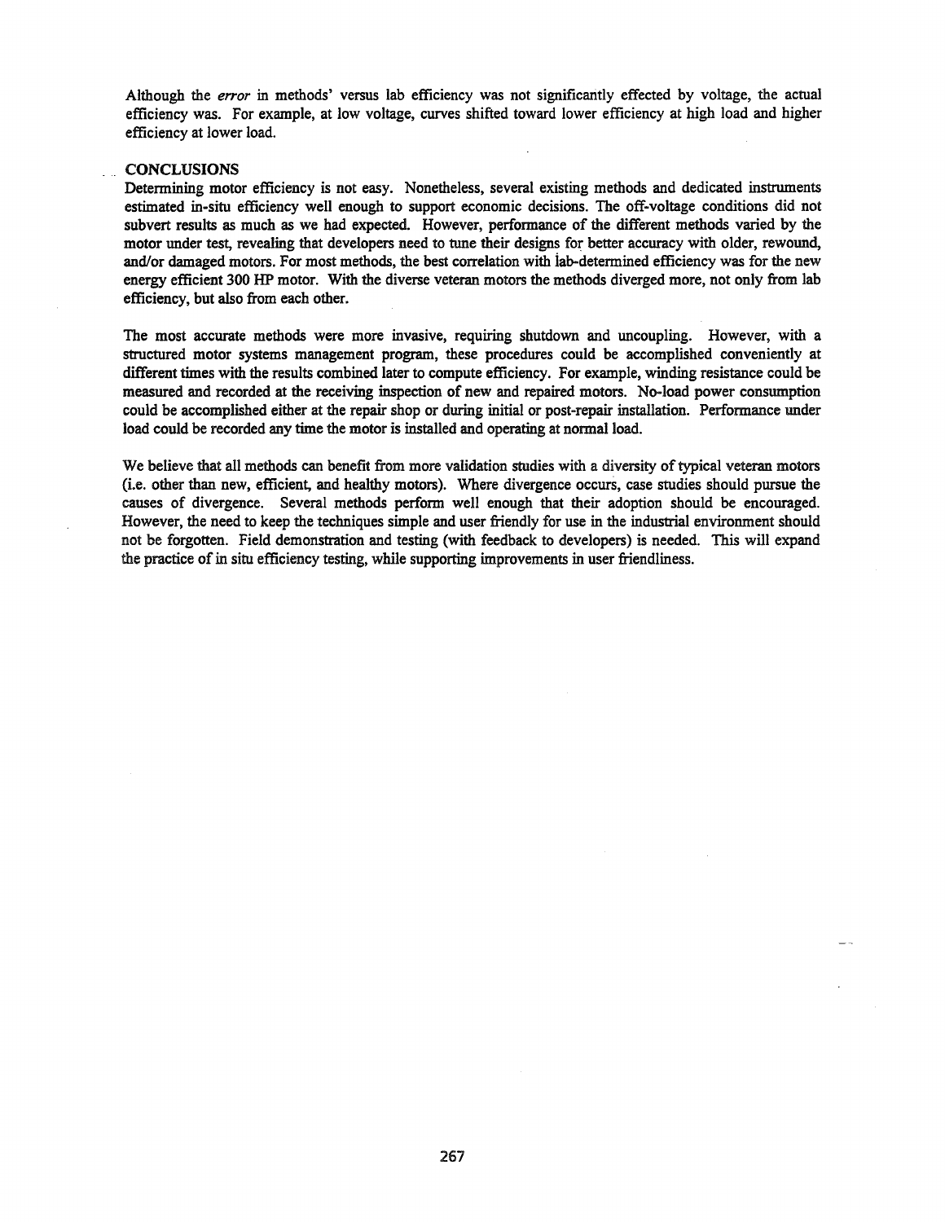Although the *error* in methods' versus lab efficiency was not significantly effected by voltage, the actual efficiency was. For example, at low voltage, curves shifted toward lower efficiency at high load and higher efficiency at lower load.

## CONCLUSIONS

Determining motor efficiency is not easy. Nonetheless, several existing methods and dedicated instruments estimated in-situ efficiency well enough to support economic decisions. The off-voltage conditions did not subvert results as much as we had expected. However, performance of the different methods varied by the motor under test, revealing that developers need to tune their designs for better accuracy with older, rewound, and/or damaged motors. For most methods, the best correlation with lab-determined efficiency was for the new energy efficient 300 HP motor. With the diverse veteran motors the methods diverged more, not only from lab efficiency, but also from each other.

The most accurate methods were more invasive, requiring shutdown and uncoupling. However, with a structured motor systems management program, these procedures could be accomplished conveniently at different times with the results combined later to compute efficiency. For example, winding resistance could be measured and recorded at the receiving inspection of new and repaired motors. No-load power consumption could be accomplished either at the repair shop or during initial or post-repair installation. Performance under load could be recorded any time the motor is installed and operating at normal load.

We believe that all methods can benefit from more validation studies with a diversity of typical veteran motors (i.e. other than new, efficient, and healthy motors). Where divergence occurs, case studies should pursue the causes of divergence. Several methods perform well enough that their adoption should be encouraged. However, the need to keep the techniques simple and user friendly for use in the industrial environment should not be forgotten. Field demonstration and testing (with feedback to developers) is needed. This will expand the practice of in situ efficiency testing, while supporting improvements in user friendliness.